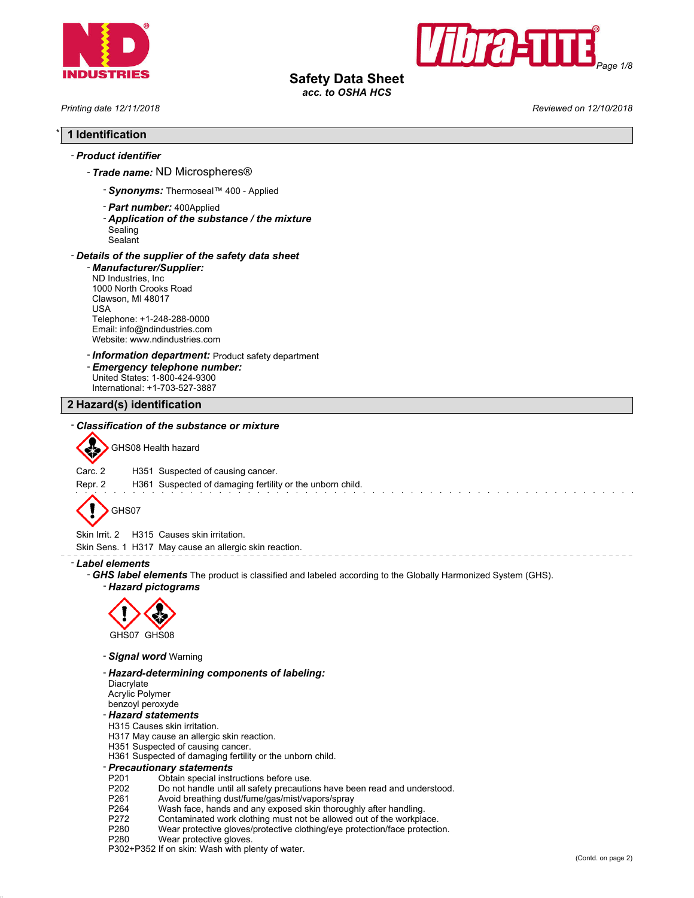# Safety Data Sheet
*acc. to OSHA HCS*

*Printing date 12/11/2018* — *Reviewed on 12/10/2018*

## 1 Identification

- ***Product identifier***
  - ***Trade name:*** ND Microspheres®
    - ***Synonyms:*** Thermoseal™ 400 - Applied
    - ***Part number:*** 400Applied
    - ***Application of the substance / the mixture***
      Sealing
      Sealant
- ***Details of the supplier of the safety data sheet***
  - ***Manufacturer/Supplier:***
    ND Industries, Inc
    1000 North Crooks Road
    Clawson, MI 48017
    USA
    Telephone: +1-248-288-0000
    Email: info@ndindustries.com
    Website: www.ndindustries.com
  - ***Information department:*** Product safety department
  - ***Emergency telephone number:***
    United States: 1-800-424-9300
    International: +1-703-527-3887

## 2 Hazard(s) identification

- ***Classification of the substance or mixture***

GHS08 Health hazard

| | | |
|---|---|---|
| Carc. 2 | H351 | Suspected of causing cancer. |
| Repr. 2 | H361 | Suspected of damaging fertility or the unborn child. |

GHS07

| | | |
|---|---|---|
| Skin Irrit. 2 | H315 | Causes skin irritation. |
| Skin Sens. 1 | H317 | May cause an allergic skin reaction. |

- ***Label elements***
  - ***GHS label elements*** The product is classified and labeled according to the Globally Harmonized System (GHS).
    - ***Hazard pictograms***

      GHS07 GHS08

    - ***Signal word*** Warning
    - ***Hazard-determining components of labeling:***
      Diacrylate
      Acrylic Polymer
      benzoyl peroxyde
    - ***Hazard statements***
      H315 Causes skin irritation.
      H317 May cause an allergic skin reaction.
      H351 Suspected of causing cancer.
      H361 Suspected of damaging fertility or the unborn child.
    - ***Precautionary statements***

| | |
|---|---|
| P201 | Obtain special instructions before use. |
| P202 | Do not handle until all safety precautions have been read and understood. |
| P261 | Avoid breathing dust/fume/gas/mist/vapors/spray |
| P264 | Wash face, hands and any exposed skin thoroughly after handling. |
| P272 | Contaminated work clothing must not be allowed out of the workplace. |
| P280 | Wear protective gloves/protective clothing/eye protection/face protection. |
| P280 | Wear protective gloves. |
| P302+P352 | If on skin: Wash with plenty of water. |

(Contd. on page 2)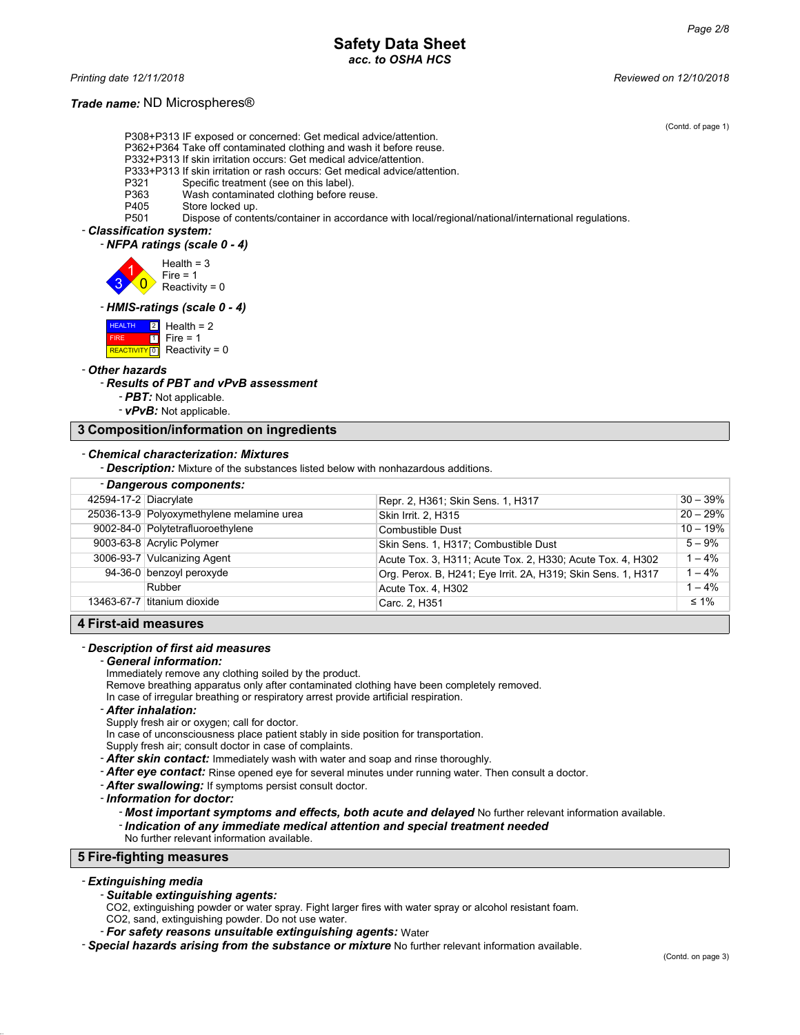Trade name: ND Microspheres®

(Contd. of page 1)

P308+P313 IF exposed or concerned: Get medical advice/attention.
P362+P364 Take off contaminated clothing and wash it before reuse.
P332+P313 If skin irritation occurs: Get medical advice/attention.
P333+P313 If skin irritation or rash occurs: Get medical advice/attention.
P321 Specific treatment (see on this label).
P363 Wash contaminated clothing before reuse.
P405 Store locked up.
P501 Dispose of contents/container in accordance with local/regional/national/international regulations.

- ***Classification system:***
  - ***NFPA ratings (scale 0 - 4)***

    Health = 3
    Fire = 1
    Reactivity = 0

  - ***HMIS-ratings (scale 0 - 4)***

    Health = 2
    Fire = 1
    Reactivity = 0

- ***Other hazards***
  - ***Results of PBT and vPvB assessment***
    - ***PBT:*** Not applicable.
    - ***vPvB:*** Not applicable.

## 3 Composition/information on ingredients

- ***Chemical characterization: Mixtures***
  - ***Description:*** Mixture of the substances listed below with nonhazardous additions.

**- Dangerous components:**

| CAS | Component | Classification | Concentration |
|---|---|---|---|
| 42594-17-2 | Diacrylate | Repr. 2, H361; Skin Sens. 1, H317 | 30 – 39% |
| 25036-13-9 | Polyoxymethylene melamine urea | Skin Irrit. 2, H315 | 20 – 29% |
| 9002-84-0 | Polytetrafluoroethylene | Combustible Dust | 10 – 19% |
| 9003-63-8 | Acrylic Polymer | Skin Sens. 1, H317; Combustible Dust | 5 – 9% |
| 3006-93-7 | Vulcanizing Agent | Acute Tox. 3, H311; Acute Tox. 2, H330; Acute Tox. 4, H302 | 1 – 4% |
| 94-36-0 | benzoyl peroxyde | Org. Perox. B, H241; Eye Irrit. 2A, H319; Skin Sens. 1, H317 | 1 – 4% |
| | Rubber | Acute Tox. 4, H302 | 1 – 4% |
| 13463-67-7 | titanium dioxide | Carc. 2, H351 | ≤ 1% |

## 4 First-aid measures

- ***Description of first aid measures***
  - ***General information:***

    Immediately remove any clothing soiled by the product.
    Remove breathing apparatus only after contaminated clothing have been completely removed.
    In case of irregular breathing or respiratory arrest provide artificial respiration.
  - ***After inhalation:***

    Supply fresh air or oxygen; call for doctor.
    In case of unconsciousness place patient stably in side position for transportation.
    Supply fresh air; consult doctor in case of complaints.
  - ***After skin contact:*** Immediately wash with water and soap and rinse thoroughly.
  - ***After eye contact:*** Rinse opened eye for several minutes under running water. Then consult a doctor.
  - ***After swallowing:*** If symptoms persist consult doctor.
  - ***Information for doctor:***
    - ***Most important symptoms and effects, both acute and delayed*** No further relevant information available.
    - ***Indication of any immediate medical attention and special treatment needed***

      No further relevant information available.

## 5 Fire-fighting measures

- ***Extinguishing media***
  - ***Suitable extinguishing agents:***

    $CO_2$, extinguishing powder or water spray. Fight larger fires with water spray or alcohol resistant foam.
    $CO_2$, sand, extinguishing powder. Do not use water.
  - ***For safety reasons unsuitable extinguishing agents:*** Water
- ***Special hazards arising from the substance or mixture*** No further relevant information available.

(Contd. on page 3)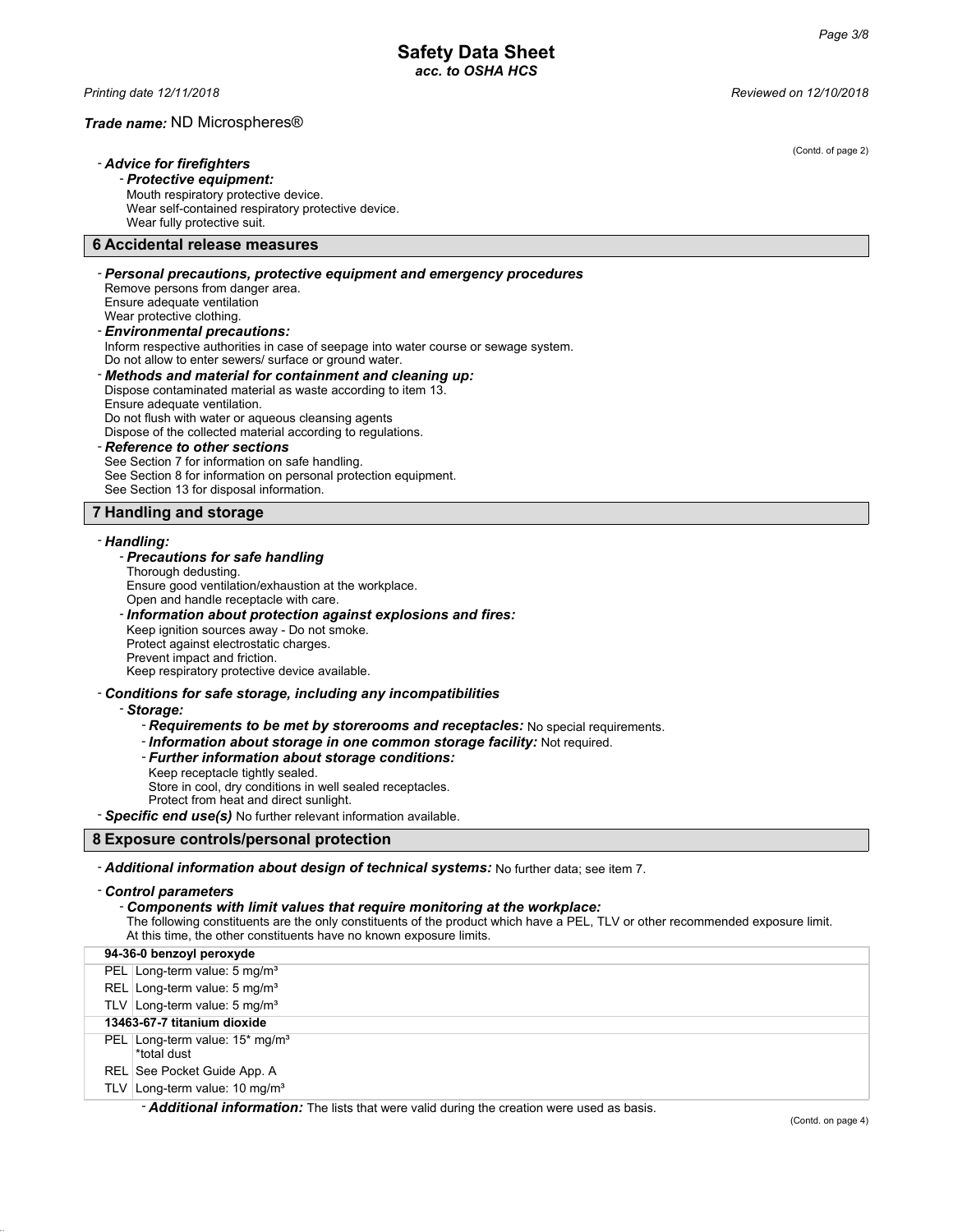**Safety Data Sheet**
*acc. to OSHA HCS*

*Printing date 12/11/2018* *Reviewed on 12/10/2018*

***Trade name:*** ND Microspheres®

(Contd. of page 2)

- ***Advice for firefighters***
  - ***Protective equipment:***
    Mouth respiratory protective device.
    Wear self-contained respiratory protective device.
    Wear fully protective suit.

## 6 Accidental release measures

- ***Personal precautions, protective equipment and emergency procedures***
  Remove persons from danger area.
  Ensure adequate ventilation
  Wear protective clothing.
- ***Environmental precautions:***
  Inform respective authorities in case of seepage into water course or sewage system.
  Do not allow to enter sewers/ surface or ground water.
- ***Methods and material for containment and cleaning up:***
  Dispose contaminated material as waste according to item 13.
  Ensure adequate ventilation.
  Do not flush with water or aqueous cleansing agents
  Dispose of the collected material according to regulations.
- ***Reference to other sections***
  See Section 7 for information on safe handling.
  See Section 8 for information on personal protection equipment.
  See Section 13 for disposal information.

## 7 Handling and storage

- ***Handling:***
  - ***Precautions for safe handling***
    Thorough dedusting.
    Ensure good ventilation/exhaustion at the workplace.
    Open and handle receptacle with care.
  - ***Information about protection against explosions and fires:***
    Keep ignition sources away - Do not smoke.
    Protect against electrostatic charges.
    Prevent impact and friction.
    Keep respiratory protective device available.
- ***Conditions for safe storage, including any incompatibilities***
  - ***Storage:***
    - ***Requirements to be met by storerooms and receptacles:*** No special requirements.
    - ***Information about storage in one common storage facility:*** Not required.
    - ***Further information about storage conditions:***
      Keep receptacle tightly sealed.
      Store in cool, dry conditions in well sealed receptacles.
      Protect from heat and direct sunlight.
- ***Specific end use(s)*** No further relevant information available.

## 8 Exposure controls/personal protection

- ***Additional information about design of technical systems:*** No further data; see item 7.
- ***Control parameters***
  - ***Components with limit values that require monitoring at the workplace:***
    The following constituents are the only constituents of the product which have a PEL, TLV or other recommended exposure limit.
    At this time, the other constituents have no known exposure limits.

| **94-36-0 benzoyl peroxyde** | |
|---|---|
| PEL | Long-term value: 5 mg/m³ |
| REL | Long-term value: 5 mg/m³ |
| TLV | Long-term value: 5 mg/m³ |
| **13463-67-7 titanium dioxide** | |
| PEL | Long-term value: 15* mg/m³<br>*total dust |
| REL | See Pocket Guide App. A |
| TLV | Long-term value: 10 mg/m³ |

- ***Additional information:*** The lists that were valid during the creation were used as basis.

(Contd. on page 4)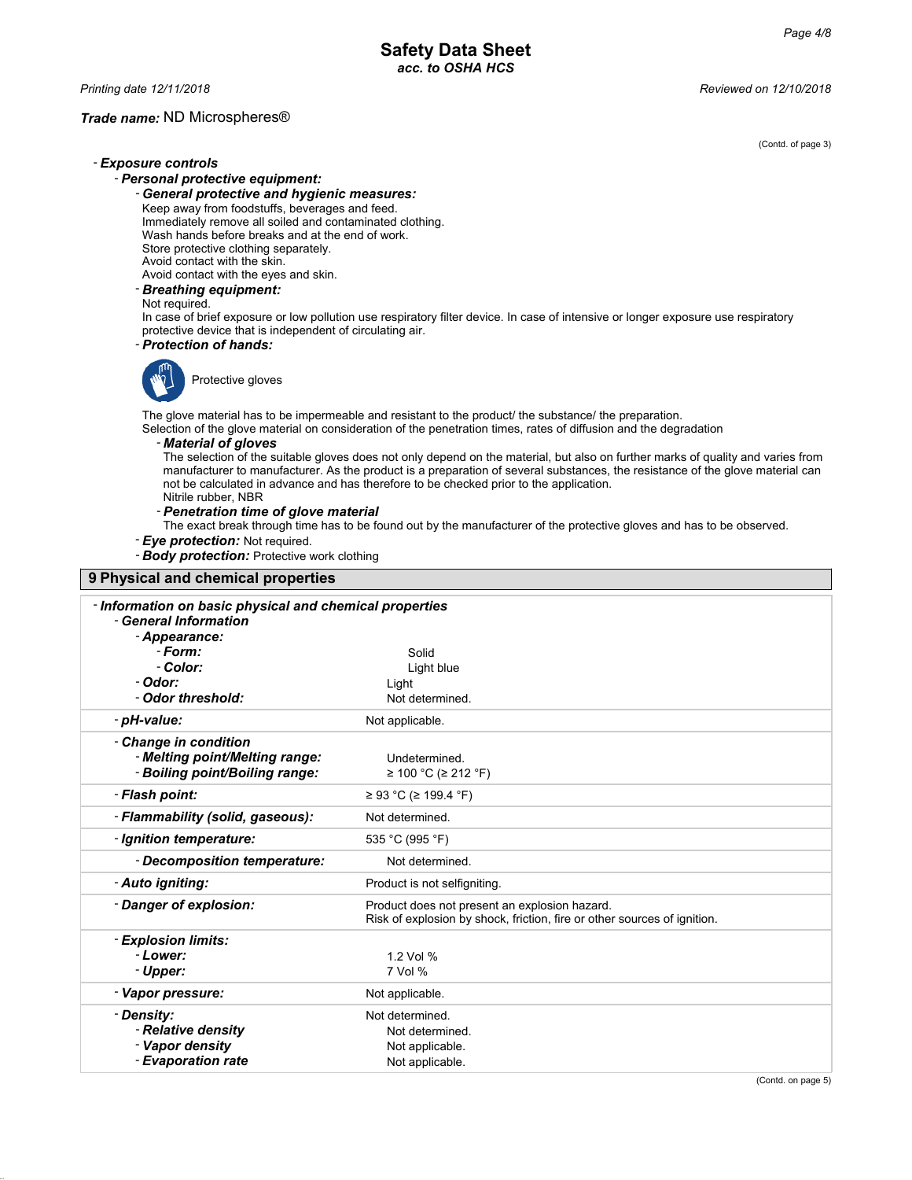**Trade name:** ND Microspheres®

(Contd. of page 3)

- ***Exposure controls***
  - ***Personal protective equipment:***
    - ***General protective and hygienic measures:***

      Keep away from foodstuffs, beverages and feed.
      Immediately remove all soiled and contaminated clothing.
      Wash hands before breaks and at the end of work.
      Store protective clothing separately.
      Avoid contact with the skin.
      Avoid contact with the eyes and skin.
    - ***Breathing equipment:***

      Not required.
      In case of brief exposure or low pollution use respiratory filter device. In case of intensive or longer exposure use respiratory protective device that is independent of circulating air.
    - ***Protection of hands:***

      Protective gloves

      The glove material has to be impermeable and resistant to the product/ the substance/ the preparation.
      Selection of the glove material on consideration of the penetration times, rates of diffusion and the degradation
      - ***Material of gloves***

        The selection of the suitable gloves does not only depend on the material, but also on further marks of quality and varies from manufacturer to manufacturer. As the product is a preparation of several substances, the resistance of the glove material can not be calculated in advance and has therefore to be checked prior to the application.
        Nitrile rubber, NBR
      - ***Penetration time of glove material***

        The exact break through time has to be found out by the manufacturer of the protective gloves and has to be observed.
    - ***Eye protection:*** Not required.
    - ***Body protection:*** Protective work clothing

## 9 Physical and chemical properties

| | |
|---|---|
| - ***Information on basic physical and chemical properties*** | |
| - ***General Information*** | |
| - ***Appearance:*** | |
| - ***Form:*** | Solid |
| - ***Color:*** | Light blue |
| - ***Odor:*** | Light |
| - ***Odor threshold:*** | Not determined. |
| - ***pH-value:*** | Not applicable. |
| - ***Change in condition*** | |
| - ***Melting point/Melting range:*** | Undetermined. |
| - ***Boiling point/Boiling range:*** | ≥ 100 °C (≥ 212 °F) |
| - ***Flash point:*** | ≥ 93 °C (≥ 199.4 °F) |
| - ***Flammability (solid, gaseous):*** | Not determined. |
| - ***Ignition temperature:*** | 535 °C (995 °F) |
| - ***Decomposition temperature:*** | Not determined. |
| - ***Auto igniting:*** | Product is not selfigniting. |
| - ***Danger of explosion:*** | Product does not present an explosion hazard. Risk of explosion by shock, friction, fire or other sources of ignition. |
| - ***Explosion limits:*** | |
| - ***Lower:*** | 1.2 Vol % |
| - ***Upper:*** | 7 Vol % |
| - ***Vapor pressure:*** | Not applicable. |
| - ***Density:*** | Not determined. |
| - ***Relative density*** | Not determined. |
| - ***Vapor density*** | Not applicable. |
| - ***Evaporation rate*** | Not applicable. |

(Contd. on page 5)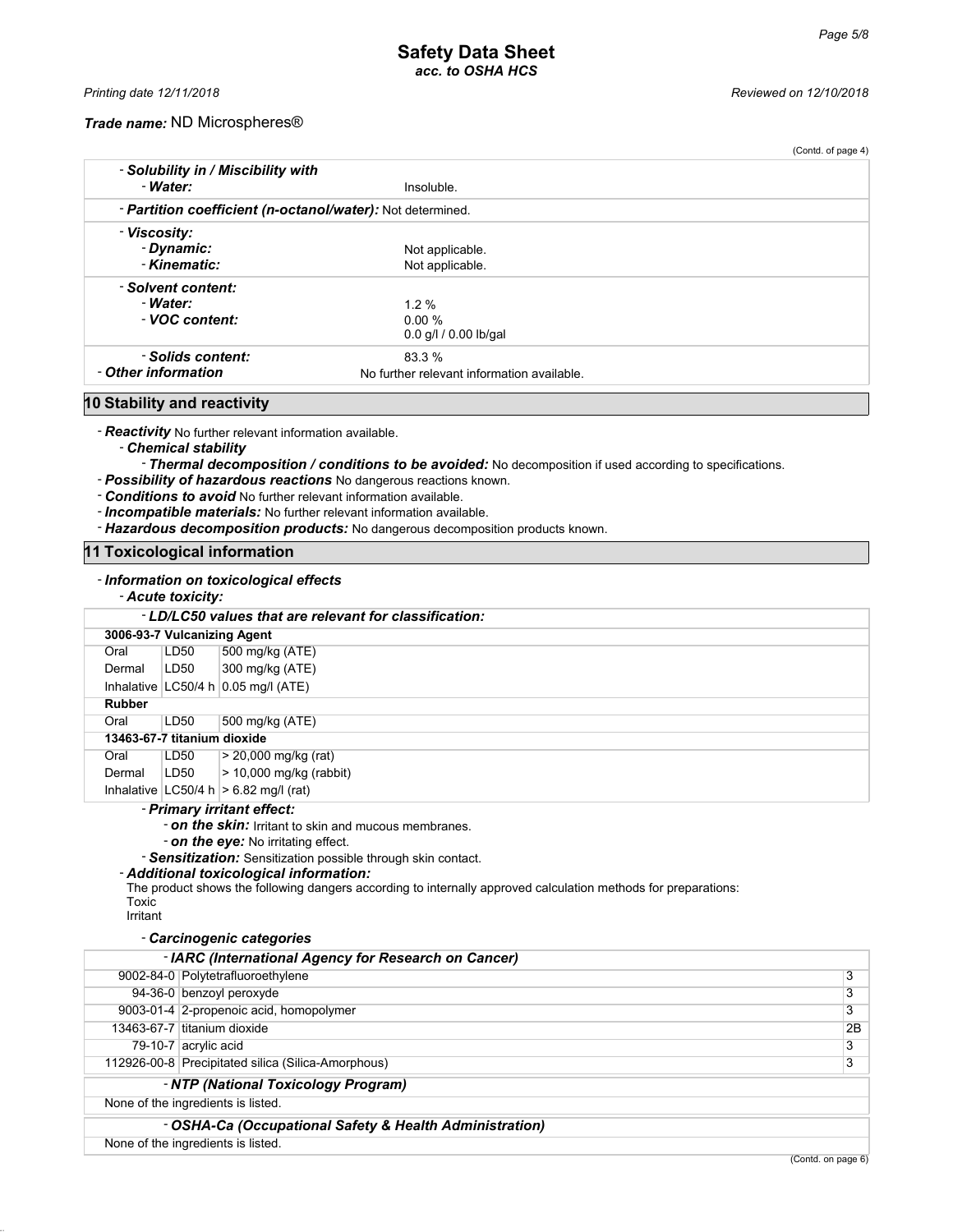(Contd. of page 4)

| | |
|---|---|
| - ***Solubility in / Miscibility with*** | |
| - ***Water:*** | Insoluble. |
| - ***Partition coefficient (n-octanol/water):*** Not determined. | |
| - ***Viscosity:*** | |
| - ***Dynamic:*** | Not applicable. |
| - ***Kinematic:*** | Not applicable. |
| - ***Solvent content:*** | |
| - ***Water:*** | 1.2 % |
| - ***VOC content:*** | 0.00 %<br>0.0 g/l / 0.00 lb/gal |
| - ***Solids content:*** | 83.3 % |
| - ***Other information*** | No further relevant information available. |

## 10 Stability and reactivity

- ***Reactivity*** No further relevant information available.
  - ***Chemical stability***
    - ***Thermal decomposition / conditions to be avoided:*** No decomposition if used according to specifications.
- ***Possibility of hazardous reactions*** No dangerous reactions known.
- ***Conditions to avoid*** No further relevant information available.
- ***Incompatible materials:*** No further relevant information available.
- ***Hazardous decomposition products:*** No dangerous decomposition products known.

## 11 Toxicological information

- ***Information on toxicological effects***
  - ***Acute toxicity:***

| - ***LD/LC50 values that are relevant for classification:*** | | |
|---|---|---|
| **3006-93-7 Vulcanizing Agent** | | |
| Oral | LD50 | 500 mg/kg (ATE) |
| Dermal | LD50 | 300 mg/kg (ATE) |
| Inhalative | LC50/4 h | 0.05 mg/l (ATE) |
| **Rubber** | | |
| Oral | LD50 | 500 mg/kg (ATE) |
| **13463-67-7 titanium dioxide** | | |
| Oral | LD50 | > 20,000 mg/kg (rat) |
| Dermal | LD50 | > 10,000 mg/kg (rabbit) |
| Inhalative | LC50/4 h | > 6.82 mg/l (rat) |

- ***Primary irritant effect:***
  - ***on the skin:*** Irritant to skin and mucous membranes.
  - ***on the eye:*** No irritating effect.
  - ***Sensitization:*** Sensitization possible through skin contact.
- ***Additional toxicological information:***

  The product shows the following dangers according to internally approved calculation methods for preparations:
  Toxic
  Irritant

- ***Carcinogenic categories***

| - ***IARC (International Agency for Research on Cancer)*** | | |
|---|---|---|
| 9002-84-0 | Polytetrafluoroethylene | 3 |
| 94-36-0 | benzoyl peroxyde | 3 |
| 9003-01-4 | 2-propenoic acid, homopolymer | 3 |
| 13463-67-7 | titanium dioxide | 2B |
| 79-10-7 | acrylic acid | 3 |
| 112926-00-8 | Precipitated silica (Silica-Amorphous) | 3 |

| - ***NTP (National Toxicology Program)*** |
|---|
| None of the ingredients is listed. |

| - ***OSHA-Ca (Occupational Safety & Health Administration)*** |
|---|
| None of the ingredients is listed. |

(Contd. on page 6)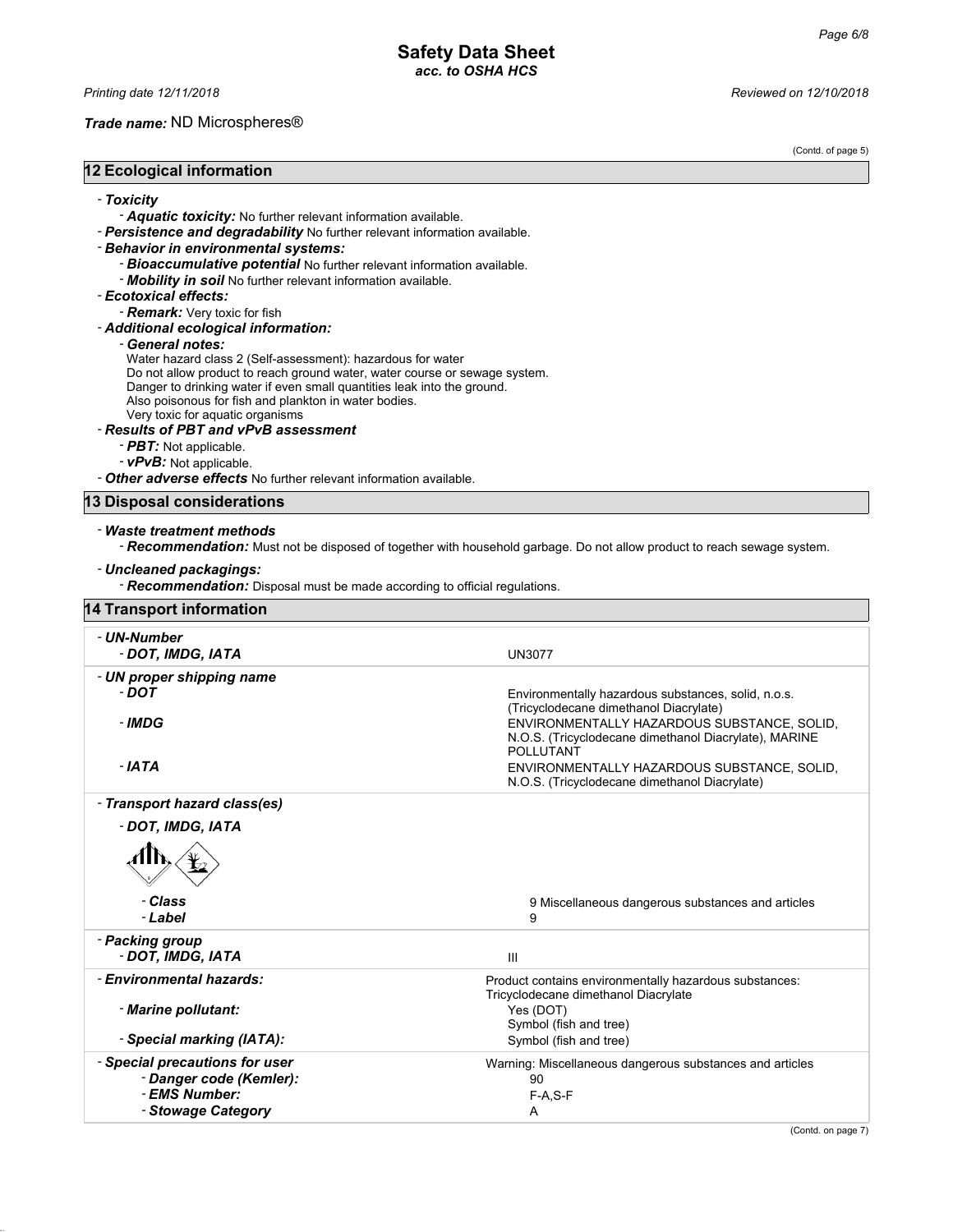(Contd. of page 5)

## 12 Ecological information

- ***Toxicity***
  - ***Aquatic toxicity:*** No further relevant information available.
- ***Persistence and degradability*** No further relevant information available.
- ***Behavior in environmental systems:***
  - ***Bioaccumulative potential*** No further relevant information available.
  - ***Mobility in soil*** No further relevant information available.
- ***Ecotoxical effects:***
  - ***Remark:*** Very toxic for fish
- ***Additional ecological information:***
  - ***General notes:***
    Water hazard class 2 (Self-assessment): hazardous for water
    Do not allow product to reach ground water, water course or sewage system.
    Danger to drinking water if even small quantities leak into the ground.
    Also poisonous for fish and plankton in water bodies.
    Very toxic for aquatic organisms
- ***Results of PBT and vPvB assessment***
  - ***PBT:*** Not applicable.
  - ***vPvB:*** Not applicable.
- ***Other adverse effects*** No further relevant information available.

## 13 Disposal considerations

- ***Waste treatment methods***
  - ***Recommendation:*** Must not be disposed of together with household garbage. Do not allow product to reach sewage system.
- ***Uncleaned packagings:***
  - ***Recommendation:*** Disposal must be made according to official regulations.

## 14 Transport information

| | |
|---|---|
| ***- UN-Number*** | |
| ***- DOT, IMDG, IATA*** | UN3077 |
| ***- UN proper shipping name*** | |
| ***- DOT*** | Environmentally hazardous substances, solid, n.o.s. (Tricyclodecane dimethanol Diacrylate) |
| ***- IMDG*** | ENVIRONMENTALLY HAZARDOUS SUBSTANCE, SOLID, N.O.S. (Tricyclodecane dimethanol Diacrylate), MARINE POLLUTANT |
| ***- IATA*** | ENVIRONMENTALLY HAZARDOUS SUBSTANCE, SOLID, N.O.S. (Tricyclodecane dimethanol Diacrylate) |
| ***- Transport hazard class(es)*** | |
| ***- DOT, IMDG, IATA*** | |
| ***- Class*** | 9 Miscellaneous dangerous substances and articles |
| ***- Label*** | 9 |
| ***- Packing group*** | |
| ***- DOT, IMDG, IATA*** | III |
| ***- Environmental hazards:*** | Product contains environmentally hazardous substances: Tricyclodecane dimethanol Diacrylate |
| ***- Marine pollutant:*** | Yes (DOT) Symbol (fish and tree) |
| ***- Special marking (IATA):*** | Symbol (fish and tree) |
| ***- Special precautions for user*** | Warning: Miscellaneous dangerous substances and articles |
| ***- Danger code (Kemler):*** | 90 |
| ***- EMS Number:*** | F-A,S-F |
| ***- Stowage Category*** | A |

(Contd. on page 7)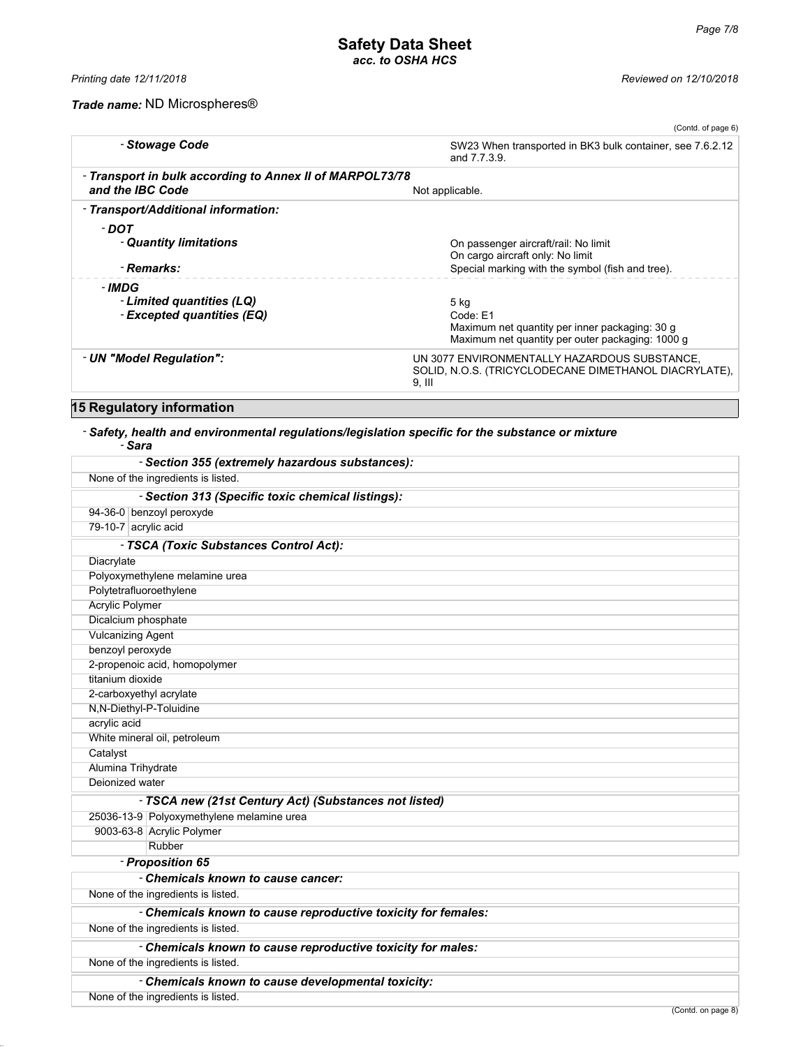(Contd. of page 6)

| | |
|---|---|
| - **Stowage Code** | SW23 When transported in BK3 bulk container, see 7.6.2.12 and 7.7.3.9. |
| - **Transport in bulk according to Annex II of MARPOL73/78 and the IBC Code** | Not applicable. |
| - **Transport/Additional information:** | |
| - **DOT** | |
| - **Quantity limitations** | On passenger aircraft/rail: No limit<br>On cargo aircraft only: No limit |
| - **Remarks:** | Special marking with the symbol (fish and tree). |
| - **IMDG** | |
| - **Limited quantities (LQ)** | 5 kg |
| - **Excepted quantities (EQ)** | Code: E1<br>Maximum net quantity per inner packaging: 30 g<br>Maximum net quantity per outer packaging: 1000 g |
| - **UN "Model Regulation":** | UN 3077 ENVIRONMENTALLY HAZARDOUS SUBSTANCE, SOLID, N.O.S. (TRICYCLODECANE DIMETHANOL DIACRYLATE), 9, III |

## 15 Regulatory information

- ***Safety, health and environmental regulations/legislation specific for the substance or mixture***
  - ***Sara***

***- Section 355 (extremely hazardous substances):***

None of the ingredients is listed.

***- Section 313 (Specific toxic chemical listings):***

| | |
|---|---|
| 94-36-0 | benzoyl peroxyde |
| 79-10-7 | acrylic acid |

***- TSCA (Toxic Substances Control Act):***

- Diacrylate
- Polyoxymethylene melamine urea
- Polytetrafluoroethylene
- Acrylic Polymer
- Dicalcium phosphate
- Vulcanizing Agent
- benzoyl peroxyde
- 2-propenoic acid, homopolymer
- titanium dioxide
- 2-carboxyethyl acrylate
- N,N-Diethyl-P-Toluidine
- acrylic acid
- White mineral oil, petroleum
- Catalyst
- Alumina Trihydrate
- Deionized water

***- TSCA new (21st Century Act) (Substances not listed)***

| | |
|---|---|
| 25036-13-9 | Polyoxymethylene melamine urea |
| 9003-63-8 | Acrylic Polymer |
| | Rubber |

***- Proposition 65***

***- Chemicals known to cause cancer:***

None of the ingredients is listed.

***- Chemicals known to cause reproductive toxicity for females:***

None of the ingredients is listed.

***- Chemicals known to cause reproductive toxicity for males:***

None of the ingredients is listed.

***- Chemicals known to cause developmental toxicity:***

None of the ingredients is listed.

(Contd. on page 8)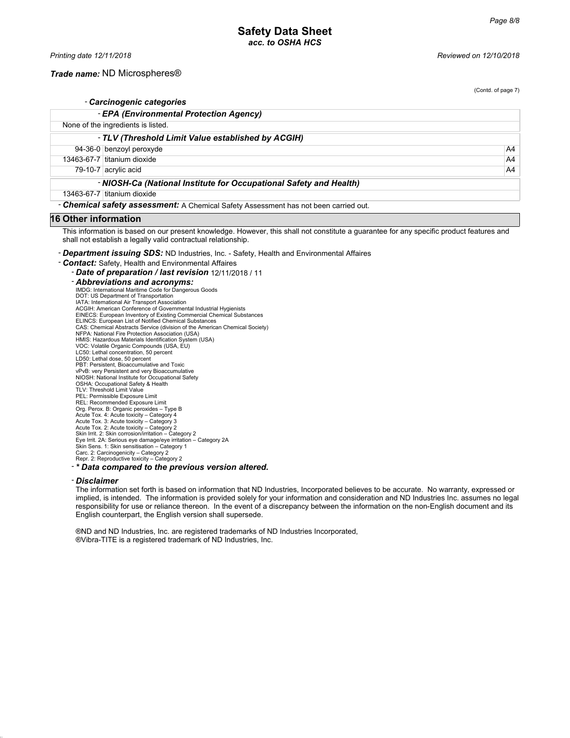(Contd. of page 7)

- ***Carcinogenic categories***

| | | |
|---|---|---|
| - ***EPA (Environmental Protection Agency)*** | | |
| None of the ingredients is listed. | | |
| - ***TLV (Threshold Limit Value established by ACGIH)*** | | |
| 94-36-0 | benzoyl peroxyde | A4 |
| 13463-67-7 | titanium dioxide | A4 |
| 79-10-7 | acrylic acid | A4 |
| - ***NIOSH-Ca (National Institute for Occupational Safety and Health)*** | | |
| 13463-67-7 | titanium dioxide | |

- ***Chemical safety assessment:*** A Chemical Safety Assessment has not been carried out.

## 16 Other information

This information is based on our present knowledge. However, this shall not constitute a guarantee for any specific product features and shall not establish a legally valid contractual relationship.

- ***Department issuing SDS:*** ND Industries, Inc. - Safety, Health and Environmental Affaires
- ***Contact:*** Safety, Health and Environmental Affaires
  - ***Date of preparation / last revision*** 12/11/2018 / 11
  - ***Abbreviations and acronyms:***
    IMDG: International Maritime Code for Dangerous Goods
    DOT: US Department of Transportation
    IATA: International Air Transport Association
    ACGIH: American Conference of Governmental Industrial Hygienists
    EINECS: European Inventory of Existing Commercial Chemical Substances
    ELINCS: European List of Notified Chemical Substances
    CAS: Chemical Abstracts Service (division of the American Chemical Society)
    NFPA: National Fire Protection Association (USA)
    HMIS: Hazardous Materials Identification System (USA)
    VOC: Volatile Organic Compounds (USA, EU)
    LC50: Lethal concentration, 50 percent
    LD50: Lethal dose, 50 percent
    PBT: Persistent, Bioaccumulative and Toxic
    vPvB: very Persistent and very Bioaccumulative
    NIOSH: National Institute for Occupational Safety
    OSHA: Occupational Safety & Health
    TLV: Threshold Limit Value
    PEL: Permissible Exposure Limit
    REL: Recommended Exposure Limit
    Org. Perox. B: Organic peroxides – Type B
    Acute Tox. 4: Acute toxicity – Category 4
    Acute Tox. 3: Acute toxicity – Category 3
    Acute Tox. 2: Acute toxicity – Category 2
    Skin Irrit. 2: Skin corrosion/irritation – Category 2
    Eye Irrit. 2A: Serious eye damage/eye irritation – Category 2A
    Skin Sens. 1: Skin sensitisation – Category 1
    Carc. 2: Carcinogenicity – Category 2
    Repr. 2: Reproductive toxicity – Category 2
  - ***\* Data compared to the previous version altered.***

- ***Disclaimer***

  The information set forth is based on information that ND Industries, Incorporated believes to be accurate. No warranty, expressed or implied, is intended. The information is provided solely for your information and consideration and ND Industries Inc. assumes no legal responsibility for use or reliance thereon. In the event of a discrepancy between the information on the non-English document and its English counterpart, the English version shall supersede.

  ®ND and ND Industries, Inc. are registered trademarks of ND Industries Incorporated,
  ®Vibra-TITE is a registered trademark of ND Industries, Inc.